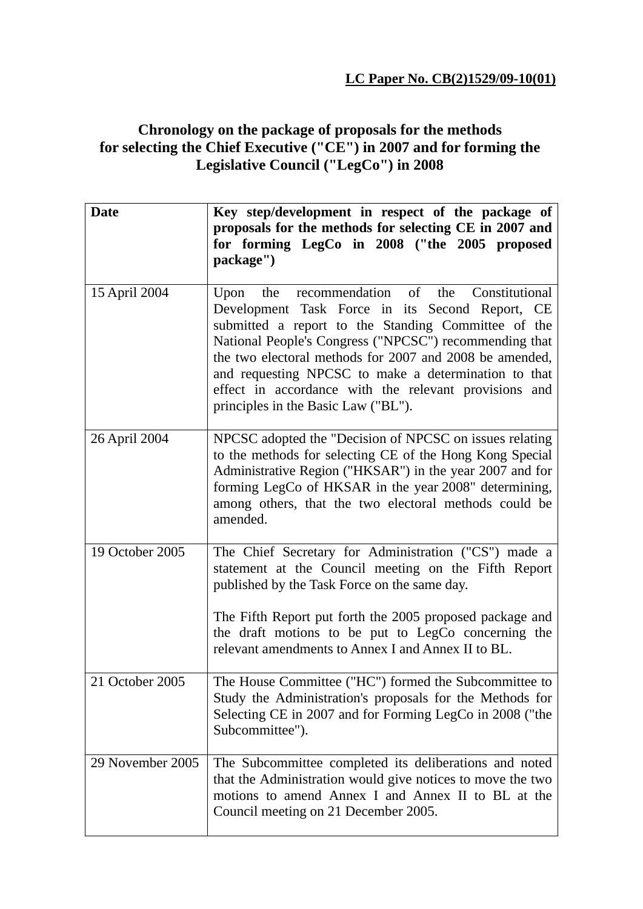**LC Paper No. CB(2)1529/09-10(01)**

# Chronology on the package of proposals for the methods for selecting the Chief Executive ("CE") in 2007 and for forming the Legislative Council ("LegCo") in 2008

| Date | Key step/development in respect of the package of proposals for the methods for selecting CE in 2007 and for forming LegCo in 2008 ("the 2005 proposed package") |
|---|---|
| 15 April 2004 | Upon the recommendation of the Constitutional Development Task Force in its Second Report, CE submitted a report to the Standing Committee of the National People's Congress ("NPCSC") recommending that the two electoral methods for 2007 and 2008 be amended, and requesting NPCSC to make a determination to that effect in accordance with the relevant provisions and principles in the Basic Law ("BL"). |
| 26 April 2004 | NPCSC adopted the "Decision of NPCSC on issues relating to the methods for selecting CE of the Hong Kong Special Administrative Region ("HKSAR") in the year 2007 and for forming LegCo of HKSAR in the year 2008" determining, among others, that the two electoral methods could be amended. |
| 19 October 2005 | The Chief Secretary for Administration ("CS") made a statement at the Council meeting on the Fifth Report published by the Task Force on the same day.<br><br>The Fifth Report put forth the 2005 proposed package and the draft motions to be put to LegCo concerning the relevant amendments to Annex I and Annex II to BL. |
| 21 October 2005 | The House Committee ("HC") formed the Subcommittee to Study the Administration's proposals for the Methods for Selecting CE in 2007 and for Forming LegCo in 2008 ("the Subcommittee"). |
| 29 November 2005 | The Subcommittee completed its deliberations and noted that the Administration would give notices to move the two motions to amend Annex I and Annex II to BL at the Council meeting on 21 December 2005. |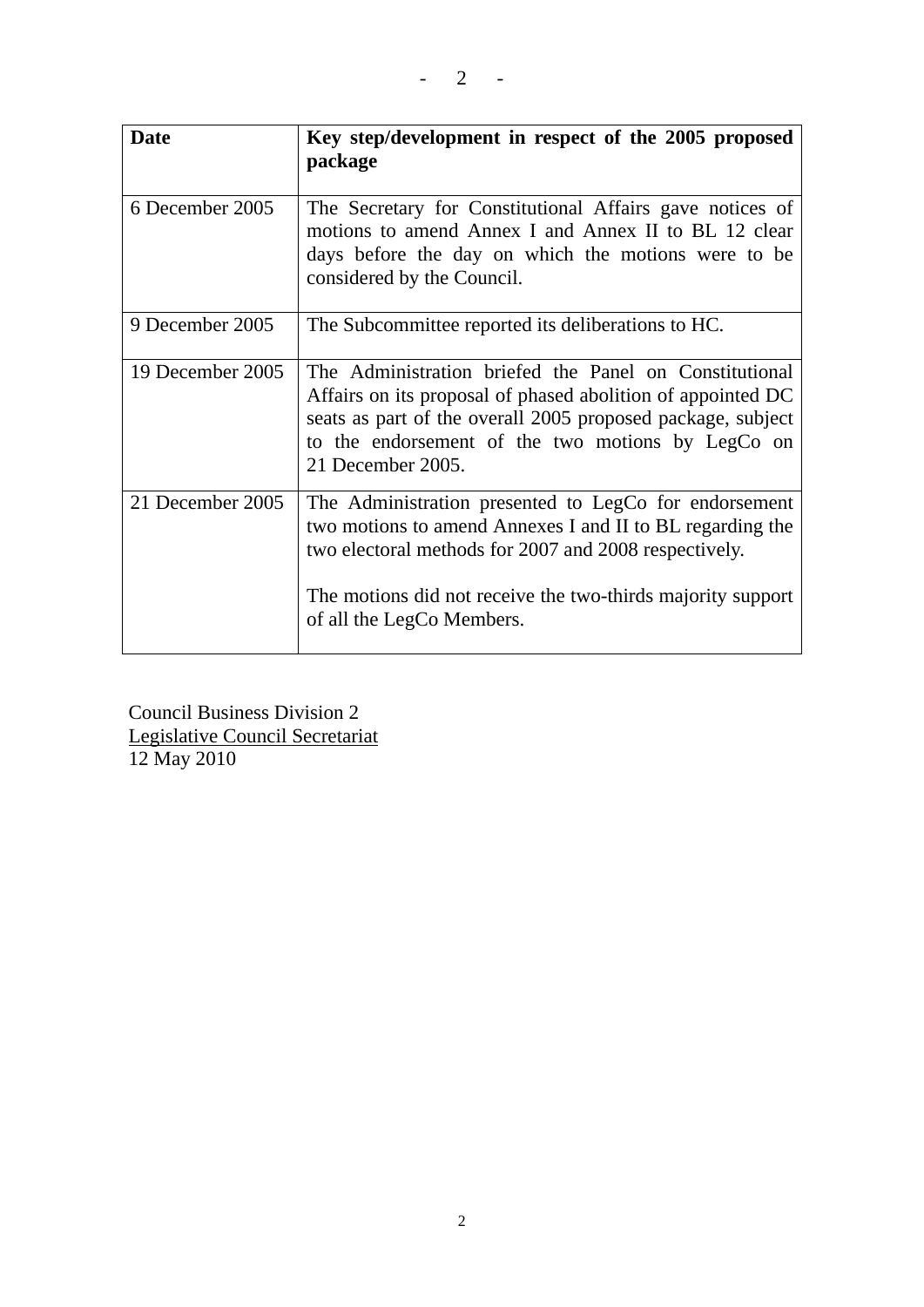| Date | Key step/development in respect of the 2005 proposed package |
|---|---|
| 6 December 2005 | The Secretary for Constitutional Affairs gave notices of motions to amend Annex I and Annex II to BL 12 clear days before the day on which the motions were to be considered by the Council. |
| 9 December 2005 | The Subcommittee reported its deliberations to HC. |
| 19 December 2005 | The Administration briefed the Panel on Constitutional Affairs on its proposal of phased abolition of appointed DC seats as part of the overall 2005 proposed package, subject to the endorsement of the two motions by LegCo on 21 December 2005. |
| 21 December 2005 | The Administration presented to LegCo for endorsement two motions to amend Annexes I and II to BL regarding the two electoral methods for 2007 and 2008 respectively.<br><br>The motions did not receive the two-thirds majority support of all the LegCo Members. |

Council Business Division 2
Legislative Council Secretariat
12 May 2010